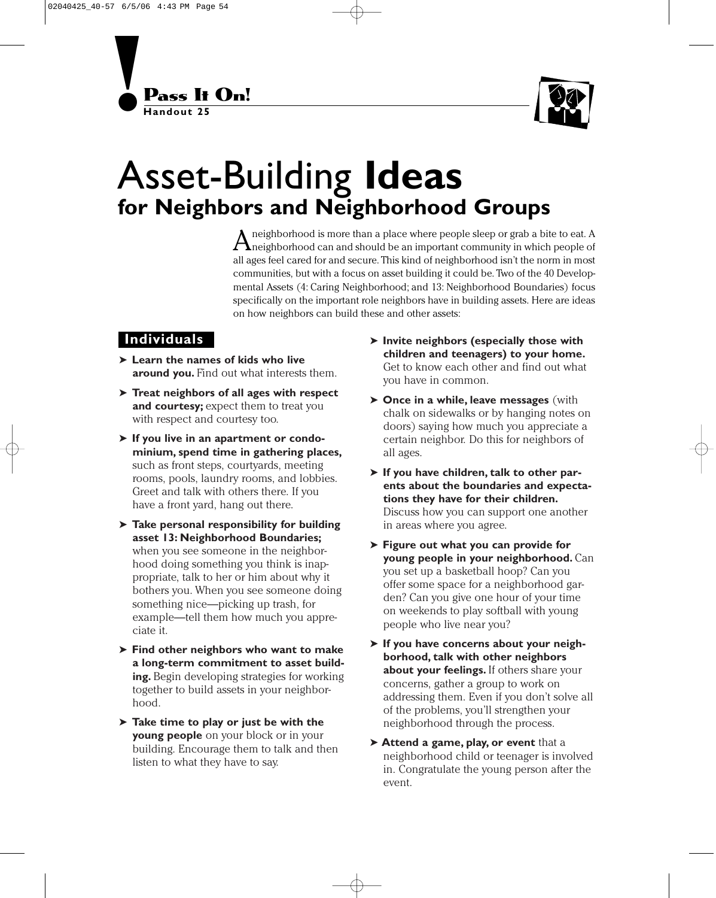**Pass It On!**
**Handout 25**

# Asset-Building **Ideas** for Neighbors and Neighborhood Groups

A neighborhood is more than a place where people sleep or grab a bite to eat. A neighborhood can and should be an important community in which people of all ages feel cared for and secure. This kind of neighborhood isn't the norm in most communities, but with a focus on asset building it could be. Two of the 40 Developmental Assets (4: Caring Neighborhood; and 13: Neighborhood Boundaries) focus specifically on the important role neighbors have in building assets. Here are ideas on how neighbors can build these and other assets:

## Individuals

- **Learn the names of kids who live around you.** Find out what interests them.
- **Treat neighbors of all ages with respect and courtesy;** expect them to treat you with respect and courtesy too.
- **If you live in an apartment or condominium, spend time in gathering places,** such as front steps, courtyards, meeting rooms, pools, laundry rooms, and lobbies. Greet and talk with others there. If you have a front yard, hang out there.
- **Take personal responsibility for building asset 13: Neighborhood Boundaries;** when you see someone in the neighborhood doing something you think is inappropriate, talk to her or him about why it bothers you. When you see someone doing something nice—picking up trash, for example—tell them how much you appreciate it.
- **Find other neighbors who want to make a long-term commitment to asset building.** Begin developing strategies for working together to build assets in your neighborhood.
- **Take time to play or just be with the young people** on your block or in your building. Encourage them to talk and then listen to what they have to say.
- **Invite neighbors (especially those with children and teenagers) to your home.** Get to know each other and find out what you have in common.
- **Once in a while, leave messages** (with chalk on sidewalks or by hanging notes on doors) saying how much you appreciate a certain neighbor. Do this for neighbors of all ages.
- **If you have children, talk to other parents about the boundaries and expectations they have for their children.** Discuss how you can support one another in areas where you agree.
- **Figure out what you can provide for young people in your neighborhood.** Can you set up a basketball hoop? Can you offer some space for a neighborhood garden? Can you give one hour of your time on weekends to play softball with young people who live near you?
- **If you have concerns about your neighborhood, talk with other neighbors about your feelings.** If others share your concerns, gather a group to work on addressing them. Even if you don't solve all of the problems, you'll strengthen your neighborhood through the process.
- **Attend a game, play, or event** that a neighborhood child or teenager is involved in. Congratulate the young person after the event.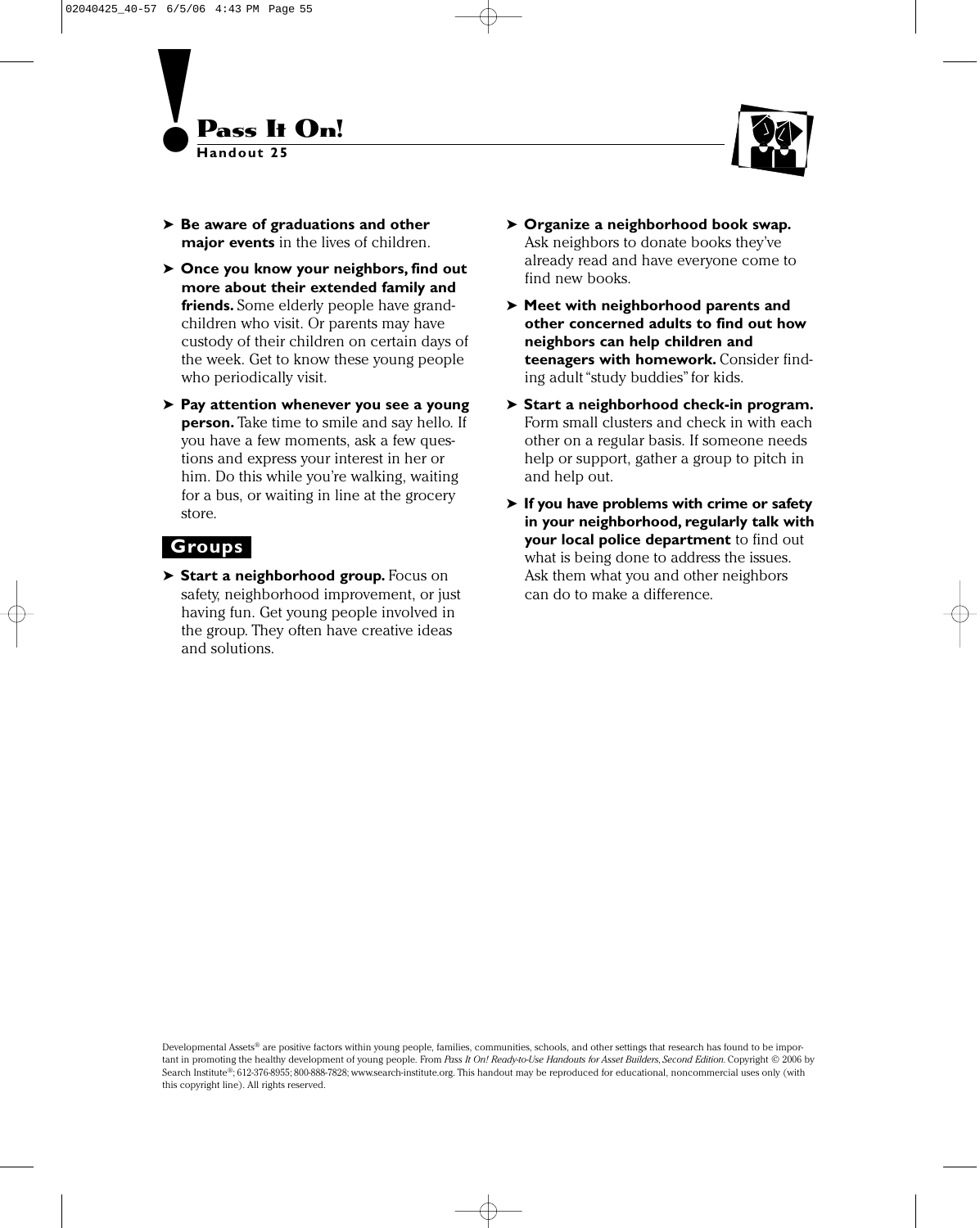# Pass It On!

**Handout 25**

- **Be aware of graduations and other major events** in the lives of children.
- **Once you know your neighbors, find out more about their extended family and friends.** Some elderly people have grandchildren who visit. Or parents may have custody of their children on certain days of the week. Get to know these young people who periodically visit.
- **Pay attention whenever you see a young person.** Take time to smile and say hello. If you have a few moments, ask a few questions and express your interest in her or him. Do this while you're walking, waiting for a bus, or waiting in line at the grocery store.

## Groups

- **Start a neighborhood group.** Focus on safety, neighborhood improvement, or just having fun. Get young people involved in the group. They often have creative ideas and solutions.
- **Organize a neighborhood book swap.** Ask neighbors to donate books they've already read and have everyone come to find new books.
- **Meet with neighborhood parents and other concerned adults to find out how neighbors can help children and teenagers with homework.** Consider finding adult "study buddies" for kids.
- **Start a neighborhood check-in program.** Form small clusters and check in with each other on a regular basis. If someone needs help or support, gather a group to pitch in and help out.
- **If you have problems with crime or safety in your neighborhood, regularly talk with your local police department** to find out what is being done to address the issues. Ask them what you and other neighbors can do to make a difference.

Developmental Assets® are positive factors within young people, families, communities, schools, and other settings that research has found to be important in promoting the healthy development of young people. From *Pass It On! Ready-to-Use Handouts for Asset Builders, Second Edition.* Copyright © 2006 by Search Institute®; 612-376-8955; 800-888-7828; www.search-institute.org. This handout may be reproduced for educational, noncommercial uses only (with this copyright line). All rights reserved.